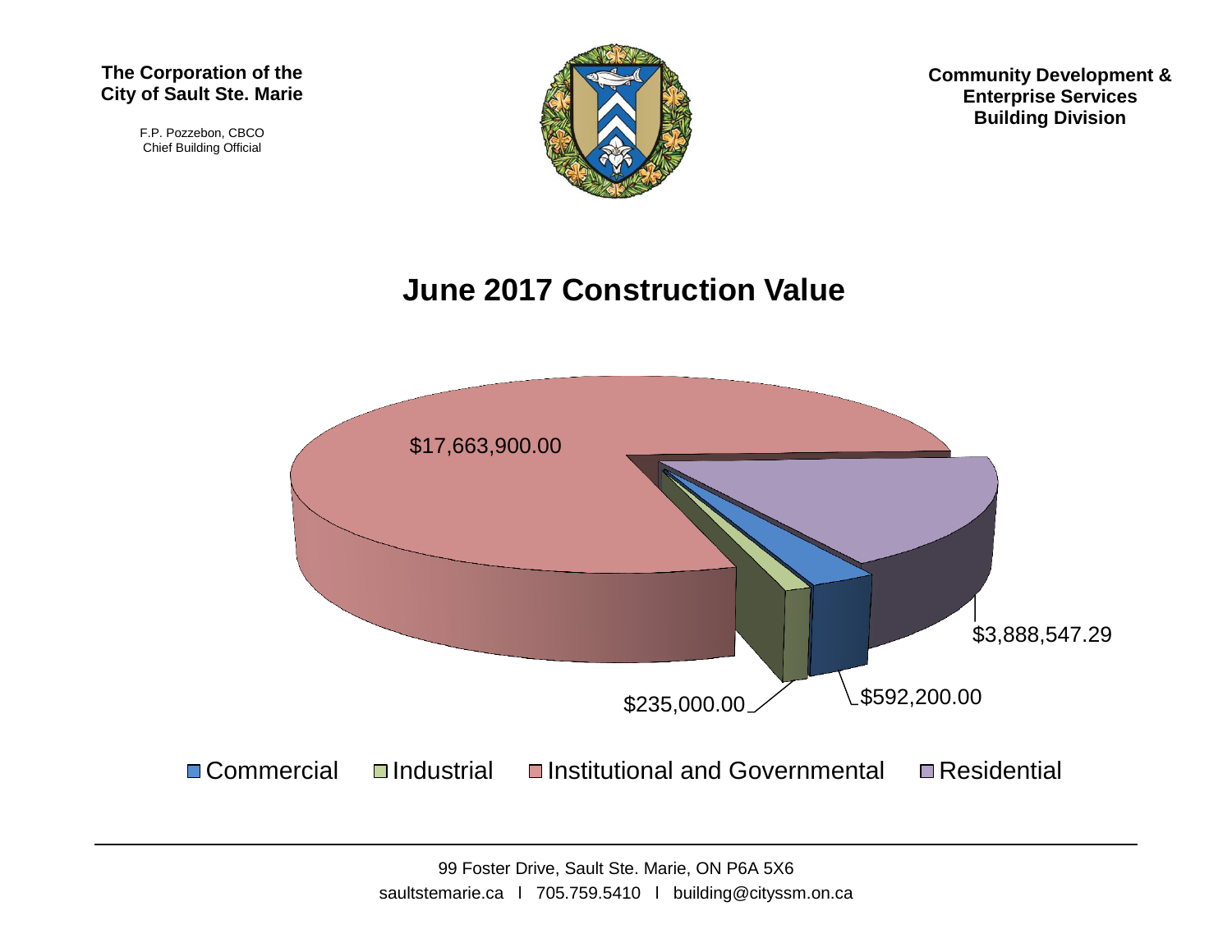**The Corporation of the City of Sault Ste. Marie**

F.P. Pozzebon, CBCO
Chief Building Official

**Community Development & Enterprise Services Building Division**

# June 2017 Construction Value

| Category | Construction Value |
| --- | --- |
| Commercial | $592,200.00 |
| Industrial | $235,000.00 |
| Institutional and Governmental | $17,663,900.00 |
| Residential | $3,888,547.29 |

99 Foster Drive, Sault Ste. Marie, ON P6A 5X6
saultstemarie.ca l 705.759.5410 l building@cityssm.on.ca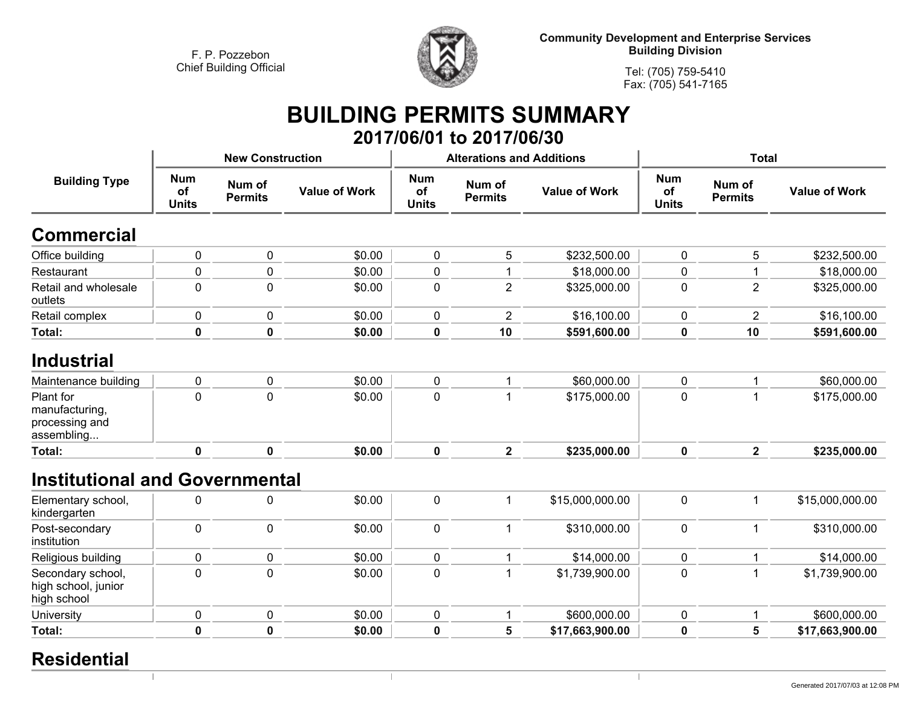F. P. Pozzebon
Chief Building Official

Community Development and Enterprise Services
Building Division

Tel: (705) 759-5410
Fax: (705) 541-7165

# BUILDING PERMITS SUMMARY

## 2017/06/01 to 2017/06/30

| Building Type | New Construction | | | Alterations and Additions | | | Total | | |
|---|---|---|---|---|---|---|---|---|---|
| | Num of Units | Num of Permits | Value of Work | Num of Units | Num of Permits | Value of Work | Num of Units | Num of Permits | Value of Work |
| **Commercial** | | | | | | | | | |
| Office building | 0 | 0 | $0.00 | 0 | 5 | $232,500.00 | 0 | 5 | $232,500.00 |
| Restaurant | 0 | 0 | $0.00 | 0 | 1 | $18,000.00 | 0 | 1 | $18,000.00 |
| Retail and wholesale outlets | 0 | 0 | $0.00 | 0 | 2 | $325,000.00 | 0 | 2 | $325,000.00 |
| Retail complex | 0 | 0 | $0.00 | 0 | 2 | $16,100.00 | 0 | 2 | $16,100.00 |
| **Total:** | **0** | **0** | **$0.00** | **0** | **10** | **$591,600.00** | **0** | **10** | **$591,600.00** |
| **Industrial** | | | | | | | | | |
| Maintenance building | 0 | 0 | $0.00 | 0 | 1 | $60,000.00 | 0 | 1 | $60,000.00 |
| Plant for manufacturing, processing and assembling... | 0 | 0 | $0.00 | 0 | 1 | $175,000.00 | 0 | 1 | $175,000.00 |
| **Total:** | **0** | **0** | **$0.00** | **0** | **2** | **$235,000.00** | **0** | **2** | **$235,000.00** |
| **Institutional and Governmental** | | | | | | | | | |
| Elementary school, kindergarten | 0 | 0 | $0.00 | 0 | 1 | $15,000,000.00 | 0 | 1 | $15,000,000.00 |
| Post-secondary institution | 0 | 0 | $0.00 | 0 | 1 | $310,000.00 | 0 | 1 | $310,000.00 |
| Religious building | 0 | 0 | $0.00 | 0 | 1 | $14,000.00 | 0 | 1 | $14,000.00 |
| Secondary school, high school, junior high school | 0 | 0 | $0.00 | 0 | 1 | $1,739,900.00 | 0 | 1 | $1,739,900.00 |
| University | 0 | 0 | $0.00 | 0 | 1 | $600,000.00 | 0 | 1 | $600,000.00 |
| **Total:** | **0** | **0** | **$0.00** | **0** | **5** | **$17,663,900.00** | **0** | **5** | **$17,663,900.00** |
| **Residential** | | | | | | | | | |

Generated 2017/07/03 at 12:08 PM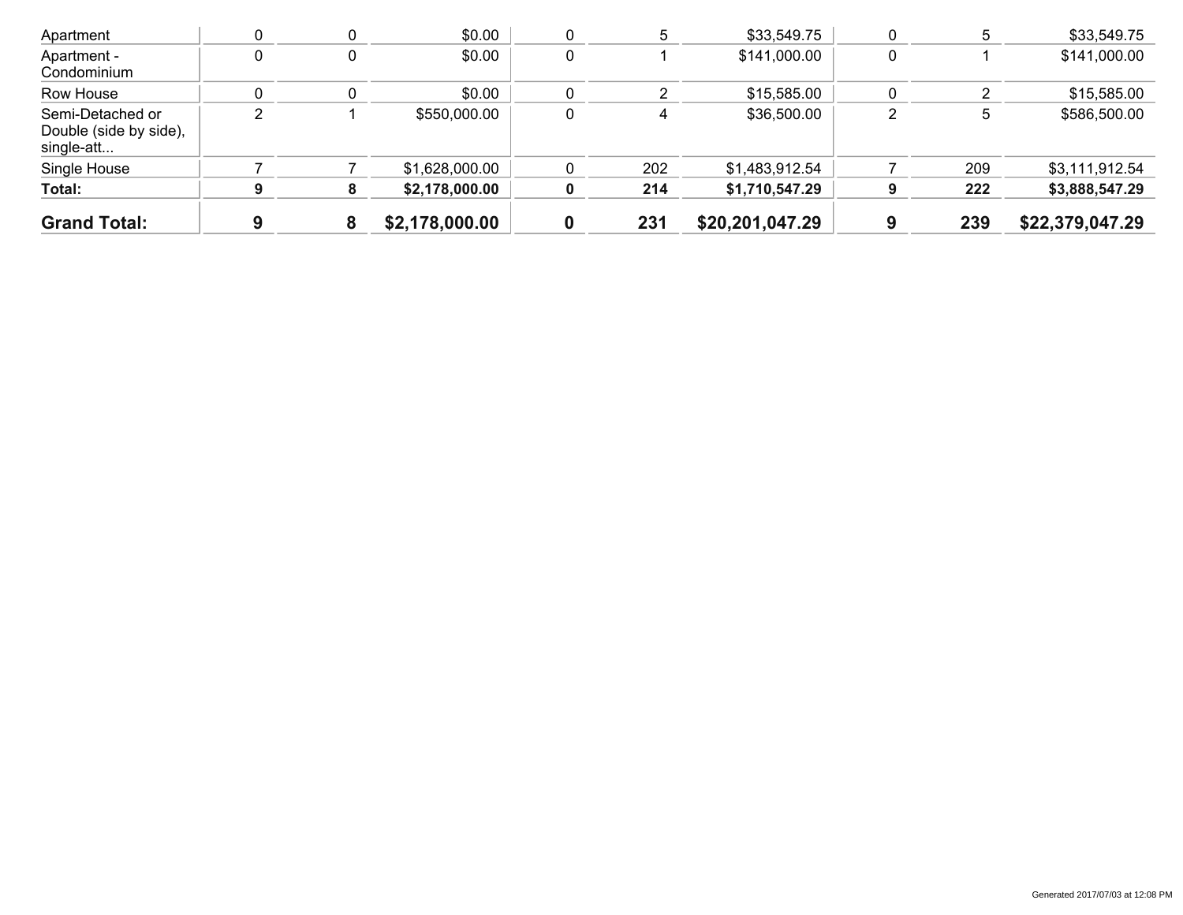| | | | | | | | | | |
|---|---|---|---|---|---|---|---|---|---|
| Apartment | 0 | 0 | $0.00 | 0 | 5 | $33,549.75 | 0 | 5 | $33,549.75 |
| Apartment - Condominium | 0 | 0 | $0.00 | 0 | 1 | $141,000.00 | 0 | 1 | $141,000.00 |
| Row House | 0 | 0 | $0.00 | 0 | 2 | $15,585.00 | 0 | 2 | $15,585.00 |
| Semi-Detached or Double (side by side), single-att... | 2 | 1 | $550,000.00 | 0 | 4 | $36,500.00 | 2 | 5 | $586,500.00 |
| Single House | 7 | 7 | $1,628,000.00 | 0 | 202 | $1,483,912.54 | 7 | 209 | $3,111,912.54 |
| **Total:** | **9** | **8** | **$2,178,000.00** | **0** | **214** | **$1,710,547.29** | **9** | **222** | **$3,888,547.29** |
| **Grand Total:** | **9** | **8** | **$2,178,000.00** | **0** | **231** | **$20,201,047.29** | **9** | **239** | **$22,379,047.29** |

Generated 2017/07/03 at 12:08 PM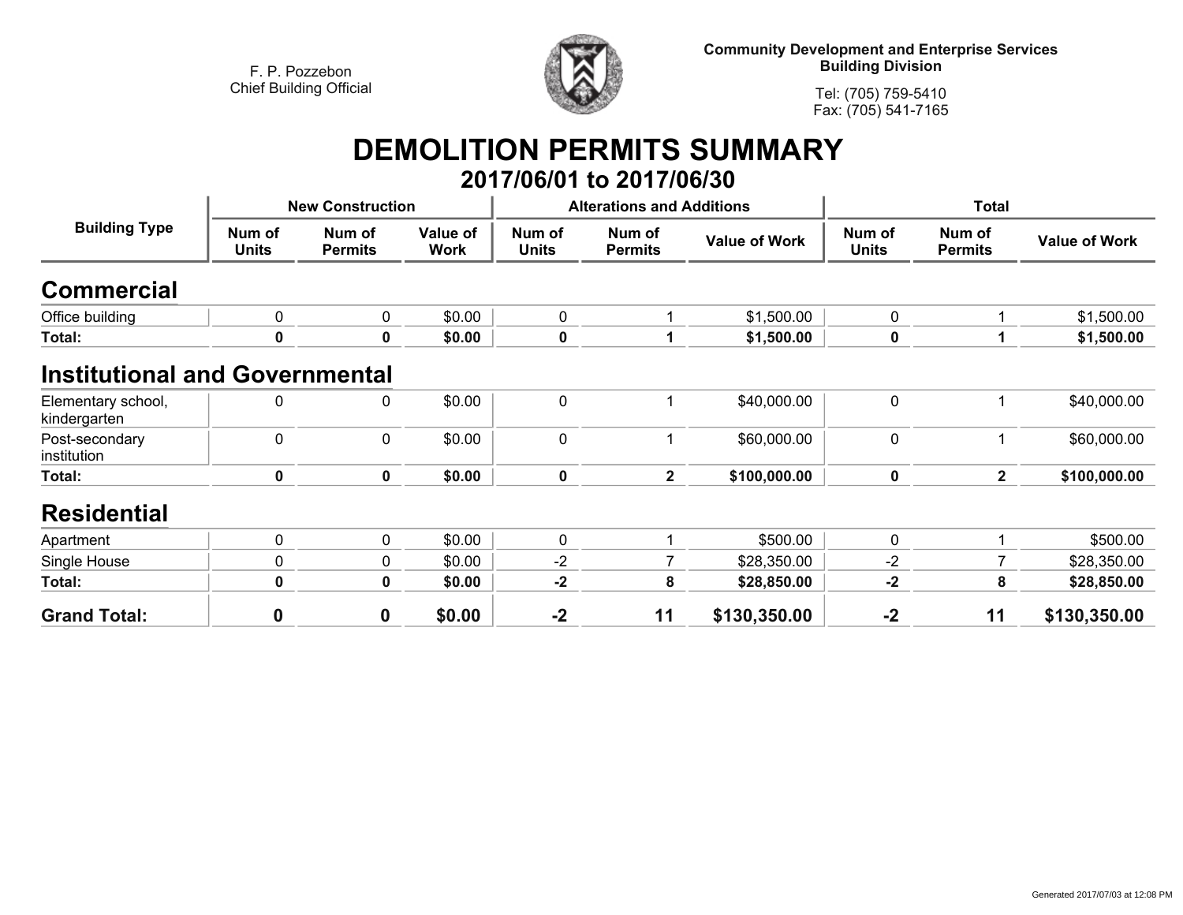F. P. Pozzebon
Chief Building Official

**Community Development and Enterprise Services**
**Building Division**

Tel: (705) 759-5410
Fax: (705) 541-7165

# DEMOLITION PERMITS SUMMARY

## 2017/06/01 to 2017/06/30

| Building Type | New Construction | | | Alterations and Additions | | | Total | | |
|---|---|---|---|---|---|---|---|---|---|
| | Num of Units | Num of Permits | Value of Work | Num of Units | Num of Permits | Value of Work | Num of Units | Num of Permits | Value of Work |
| **Commercial** | | | | | | | | | |
| Office building | 0 | 0 | $0.00 | 0 | 1 | $1,500.00 | 0 | 1 | $1,500.00 |
| **Total:** | **0** | **0** | **$0.00** | **0** | **1** | **$1,500.00** | **0** | **1** | **$1,500.00** |
| **Institutional and Governmental** | | | | | | | | | |
| Elementary school, kindergarten | 0 | 0 | $0.00 | 0 | 1 | $40,000.00 | 0 | 1 | $40,000.00 |
| Post-secondary institution | 0 | 0 | $0.00 | 0 | 1 | $60,000.00 | 0 | 1 | $60,000.00 |
| **Total:** | **0** | **0** | **$0.00** | **0** | **2** | **$100,000.00** | **0** | **2** | **$100,000.00** |
| **Residential** | | | | | | | | | |
| Apartment | 0 | 0 | $0.00 | 0 | 1 | $500.00 | 0 | 1 | $500.00 |
| Single House | 0 | 0 | $0.00 | -2 | 7 | $28,350.00 | -2 | 7 | $28,350.00 |
| **Total:** | **0** | **0** | **$0.00** | **-2** | **8** | **$28,850.00** | **-2** | **8** | **$28,850.00** |
| **Grand Total:** | **0** | **0** | **$0.00** | **-2** | **11** | **$130,350.00** | **-2** | **11** | **$130,350.00** |

Generated 2017/07/03 at 12:08 PM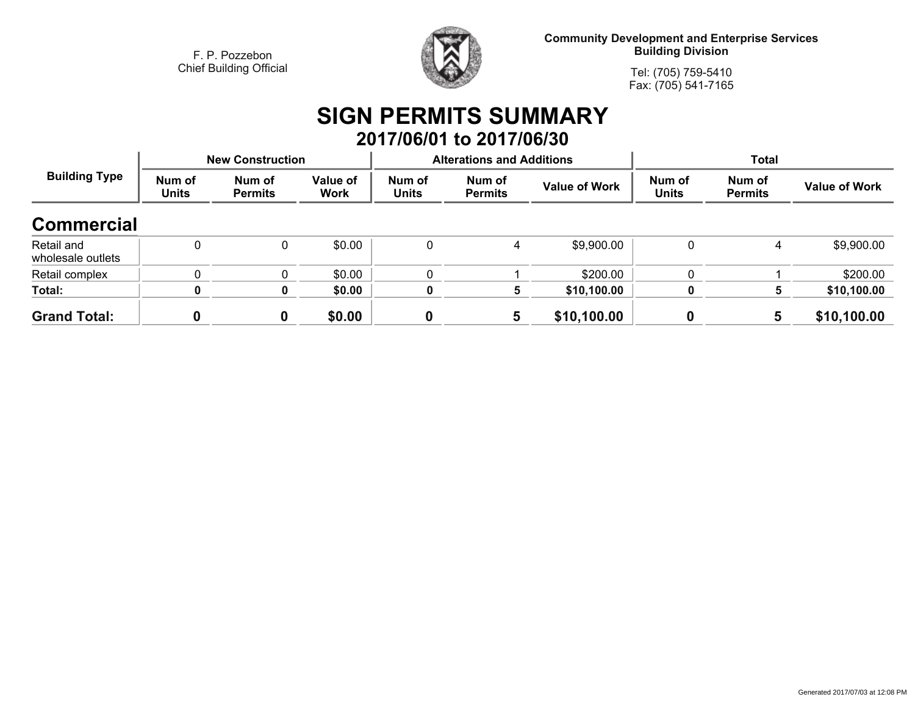F. P. Pozzebon
Chief Building Official

**Community Development and Enterprise Services**
**Building Division**

Tel: (705) 759-5410
Fax: (705) 541-7165

# SIGN PERMITS SUMMARY

## 2017/06/01 to 2017/06/30

| Building Type | New Construction | | | Alterations and Additions | | | Total | | |
|---|---|---|---|---|---|---|---|---|---|
| | Num of Units | Num of Permits | Value of Work | Num of Units | Num of Permits | Value of Work | Num of Units | Num of Permits | Value of Work |
| **Commercial** | | | | | | | | | |
| Retail and wholesale outlets | 0 | 0 | $0.00 | 0 | 4 | $9,900.00 | 0 | 4 | $9,900.00 |
| Retail complex | 0 | 0 | $0.00 | 0 | 1 | $200.00 | 0 | 1 | $200.00 |
| **Total:** | **0** | **0** | **$0.00** | **0** | **5** | **$10,100.00** | **0** | **5** | **$10,100.00** |
| **Grand Total:** | **0** | **0** | **$0.00** | **0** | **5** | **$10,100.00** | **0** | **5** | **$10,100.00** |

Generated 2017/07/03 at 12:08 PM